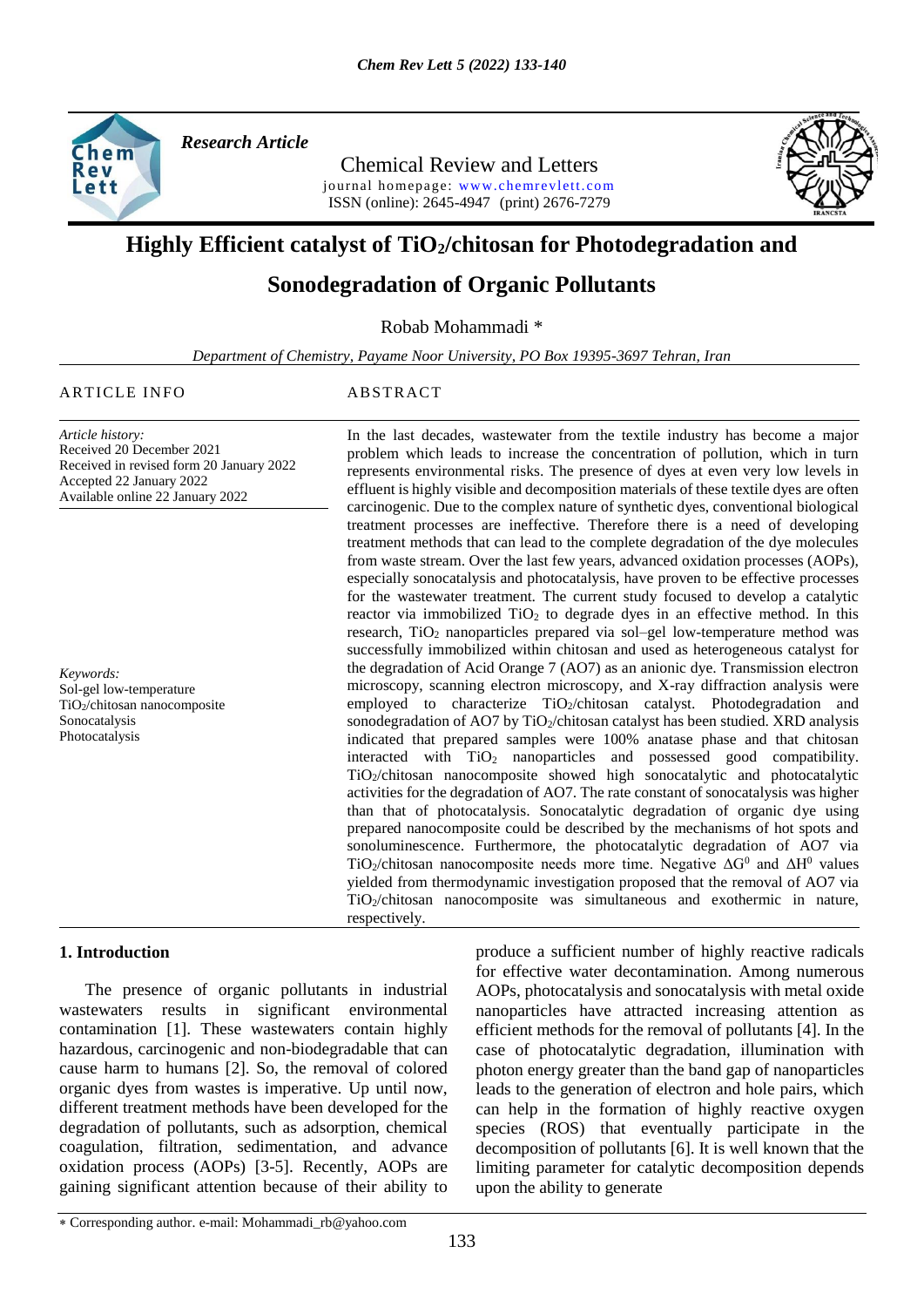*Research Article*

Chemical Review and Letters

journal homepage: www.chemrevlett.com

ISSN (online): 2645-4947 (print) 2676-7279

# Highly Efficient catalyst of $TiO_2$/chitosan for Photodegradation and Sonodegradation of Organic Pollutants

Robab Mohammadi *

*Department of Chemistry, Payame Noor University, PO Box 19395-3697 Tehran, Iran*

ARTICLE INFO

*Article history:*
Received 20 December 2021
Received in revised form 20 January 2022
Accepted 22 January 2022
Available online 22 January 2022

*Keywords:*
Sol-gel low-temperature
$TiO_2$/chitosan nanocomposite
Sonocatalysis
Photocatalysis

ABSTRACT

In the last decades, wastewater from the textile industry has become a major problem which leads to increase the concentration of pollution, which in turn represents environmental risks. The presence of dyes at even very low levels in effluent is highly visible and decomposition materials of these textile dyes are often carcinogenic. Due to the complex nature of synthetic dyes, conventional biological treatment processes are ineffective. Therefore there is a need of developing treatment methods that can lead to the complete degradation of the dye molecules from waste stream. Over the last few years, advanced oxidation processes (AOPs), especially sonocatalysis and photocatalysis, have proven to be effective processes for the wastewater treatment. The current study focused to develop a catalytic reactor via immobilized $TiO_2$ to degrade dyes in an effective method. In this research, $TiO_2$ nanoparticles prepared via sol–gel low-temperature method was successfully immobilized within chitosan and used as heterogeneous catalyst for the degradation of Acid Orange 7 (AO7) as an anionic dye. Transmission electron microscopy, scanning electron microscopy, and X-ray diffraction analysis were employed to characterize $TiO_2$/chitosan catalyst. Photodegradation and sonodegradation of AO7 by $TiO_2$/chitosan catalyst has been studied. XRD analysis indicated that prepared samples were 100% anatase phase and that chitosan interacted with $TiO_2$ nanoparticles and possessed good compatibility. $TiO_2$/chitosan nanocomposite showed high sonocatalytic and photocatalytic activities for the degradation of AO7. The rate constant of sonocatalysis was higher than that of photocatalysis. Sonocatalytic degradation of organic dye using prepared nanocomposite could be described by the mechanisms of hot spots and sonoluminescence. Furthermore, the photocatalytic degradation of AO7 via $TiO_2$/chitosan nanocomposite needs more time. Negative $\Delta G^0$ and $\Delta H^0$ values yielded from thermodynamic investigation proposed that the removal of AO7 via $TiO_2$/chitosan nanocomposite was simultaneous and exothermic in nature, respectively.

## 1. Introduction

The presence of organic pollutants in industrial wastewaters results in significant environmental contamination [1]. These wastewaters contain highly hazardous, carcinogenic and non-biodegradable that can cause harm to humans [2]. So, the removal of colored organic dyes from wastes is imperative. Up until now, different treatment methods have been developed for the degradation of pollutants, such as adsorption, chemical coagulation, filtration, sedimentation, and advance oxidation process (AOPs) [3-5]. Recently, AOPs are gaining significant attention because of their ability to produce a sufficient number of highly reactive radicals for effective water decontamination. Among numerous AOPs, photocatalysis and sonocatalysis with metal oxide nanoparticles have attracted increasing attention as efficient methods for the removal of pollutants [4]. In the case of photocatalytic degradation, illumination with photon energy greater than the band gap of nanoparticles leads to the generation of electron and hole pairs, which can help in the formation of highly reactive oxygen species (ROS) that eventually participate in the decomposition of pollutants [6]. It is well known that the limiting parameter for catalytic decomposition depends upon the ability to generate

* Corresponding author. e-mail: Mohammadi_rb@yahoo.com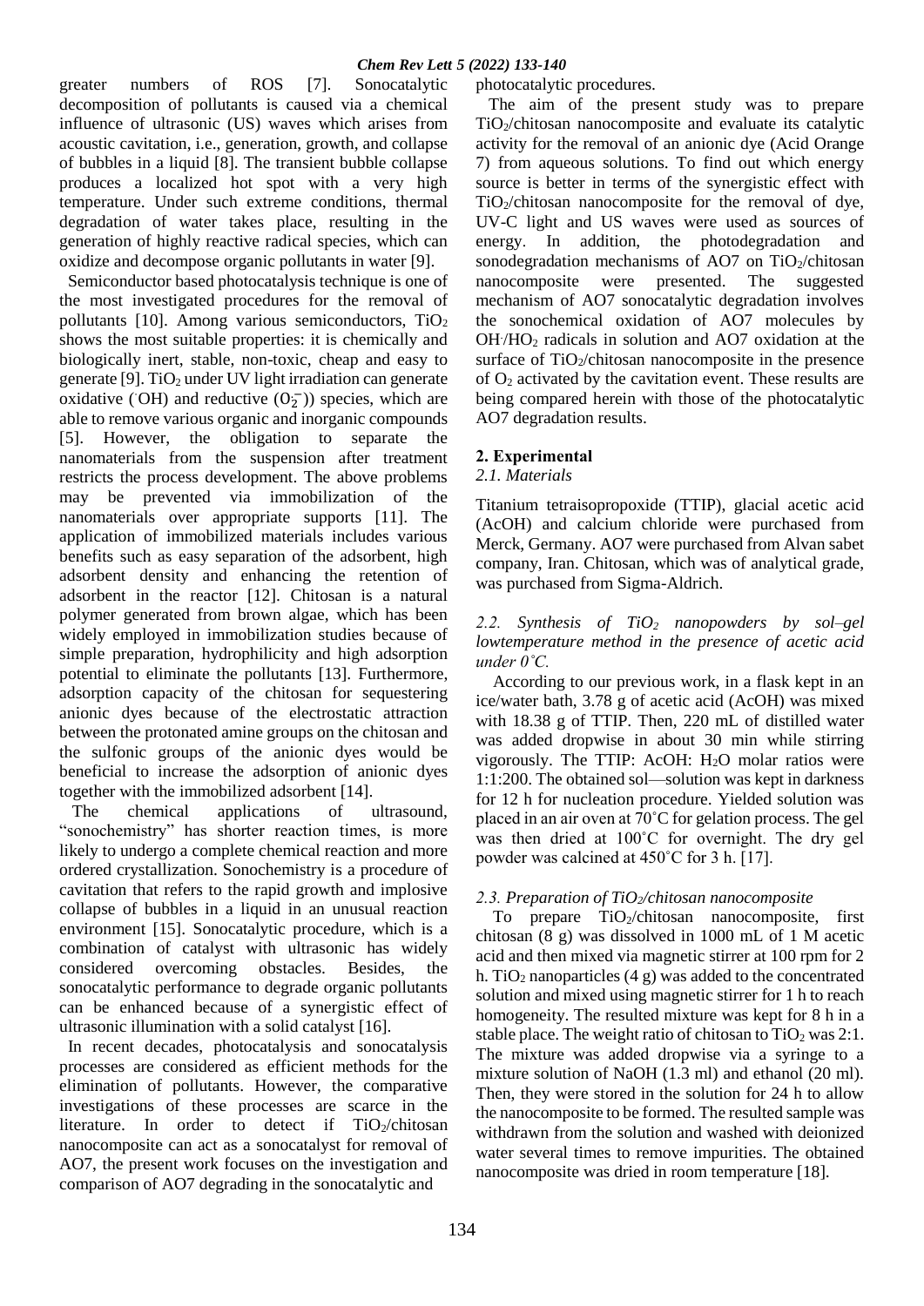greater numbers of ROS [7]. Sonocatalytic decomposition of pollutants is caused via a chemical influence of ultrasonic (US) waves which arises from acoustic cavitation, i.e., generation, growth, and collapse of bubbles in a liquid [8]. The transient bubble collapse produces a localized hot spot with a very high temperature. Under such extreme conditions, thermal degradation of water takes place, resulting in the generation of highly reactive radical species, which can oxidize and decompose organic pollutants in water [9].

Semiconductor based photocatalysis technique is one of the most investigated procedures for the removal of pollutants [10]. Among various semiconductors, $TiO_2$ shows the most suitable properties: it is chemically and biologically inert, stable, non-toxic, cheap and easy to generate [9]. $TiO_2$ under UV light irradiation can generate oxidative ($^{\cdot}OH$) and reductive ($O_2^{\cdot-}$)) species, which are able to remove various organic and inorganic compounds [5]. However, the obligation to separate the nanomaterials from the suspension after treatment restricts the process development. The above problems may be prevented via immobilization of the nanomaterials over appropriate supports [11]. The application of immobilized materials includes various benefits such as easy separation of the adsorbent, high adsorbent density and enhancing the retention of adsorbent in the reactor [12]. Chitosan is a natural polymer generated from brown algae, which has been widely employed in immobilization studies because of simple preparation, hydrophilicity and high adsorption potential to eliminate the pollutants [13]. Furthermore, adsorption capacity of the chitosan for sequestering anionic dyes because of the electrostatic attraction between the protonated amine groups on the chitosan and the sulfonic groups of the anionic dyes would be beneficial to increase the adsorption of anionic dyes together with the immobilized adsorbent [14].

The chemical applications of ultrasound, "sonochemistry" has shorter reaction times, is more likely to undergo a complete chemical reaction and more ordered crystallization. Sonochemistry is a procedure of cavitation that refers to the rapid growth and implosive collapse of bubbles in a liquid in an unusual reaction environment [15]. Sonocatalytic procedure, which is a combination of catalyst with ultrasonic has widely considered overcoming obstacles. Besides, the sonocatalytic performance to degrade organic pollutants can be enhanced because of a synergistic effect of ultrasonic illumination with a solid catalyst [16].

In recent decades, photocatalysis and sonocatalysis processes are considered as efficient methods for the elimination of pollutants. However, the comparative investigations of these processes are scarce in the literature. In order to detect if $TiO_2$/chitosan nanocomposite can act as a sonocatalyst for removal of AO7, the present work focuses on the investigation and comparison of AO7 degrading in the sonocatalytic and photocatalytic procedures.

The aim of the present study was to prepare $TiO_2$/chitosan nanocomposite and evaluate its catalytic activity for the removal of an anionic dye (Acid Orange 7) from aqueous solutions. To find out which energy source is better in terms of the synergistic effect with $TiO_2$/chitosan nanocomposite for the removal of dye, UV-C light and US waves were used as sources of energy. In addition, the photodegradation and sonodegradation mechanisms of AO7 on $TiO_2$/chitosan nanocomposite were presented. The suggested mechanism of AO7 sonocatalytic degradation involves the sonochemical oxidation of AO7 molecules by $OH^{\cdot}/HO_2$ radicals in solution and AO7 oxidation at the surface of $TiO_2$/chitosan nanocomposite in the presence of $O_2$ activated by the cavitation event. These results are being compared herein with those of the photocatalytic AO7 degradation results.

## 2. Experimental

### *2.1. Materials*

Titanium tetraisopropoxide (TTIP), glacial acetic acid (AcOH) and calcium chloride were purchased from Merck, Germany. AO7 were purchased from Alvan sabet company, Iran. Chitosan, which was of analytical grade, was purchased from Sigma-Aldrich.

### *2.2. Synthesis of $TiO_2$ nanopowders by sol–gel lowtemperature method in the presence of acetic acid under 0˚C.*

According to our previous work, in a flask kept in an ice/water bath, 3.78 g of acetic acid (AcOH) was mixed with 18.38 g of TTIP. Then, 220 mL of distilled water was added dropwise in about 30 min while stirring vigorously. The TTIP: AcOH: $H_2O$ molar ratios were 1:1:200. The obtained sol—solution was kept in darkness for 12 h for nucleation procedure. Yielded solution was placed in an air oven at 70˚C for gelation process. The gel was then dried at 100˚C for overnight. The dry gel powder was calcined at 450˚C for 3 h. [17].

### *2.3. Preparation of $TiO_2$/chitosan nanocomposite*

To prepare $TiO_2$/chitosan nanocomposite, first chitosan (8 g) was dissolved in 1000 mL of 1 M acetic acid and then mixed via magnetic stirrer at 100 rpm for 2 h. $TiO_2$ nanoparticles (4 g) was added to the concentrated solution and mixed using magnetic stirrer for 1 h to reach homogeneity. The resulted mixture was kept for 8 h in a stable place. The weight ratio of chitosan to $TiO_2$ was 2:1. The mixture was added dropwise via a syringe to a mixture solution of NaOH (1.3 ml) and ethanol (20 ml). Then, they were stored in the solution for 24 h to allow the nanocomposite to be formed. The resulted sample was withdrawn from the solution and washed with deionized water several times to remove impurities. The obtained nanocomposite was dried in room temperature [18].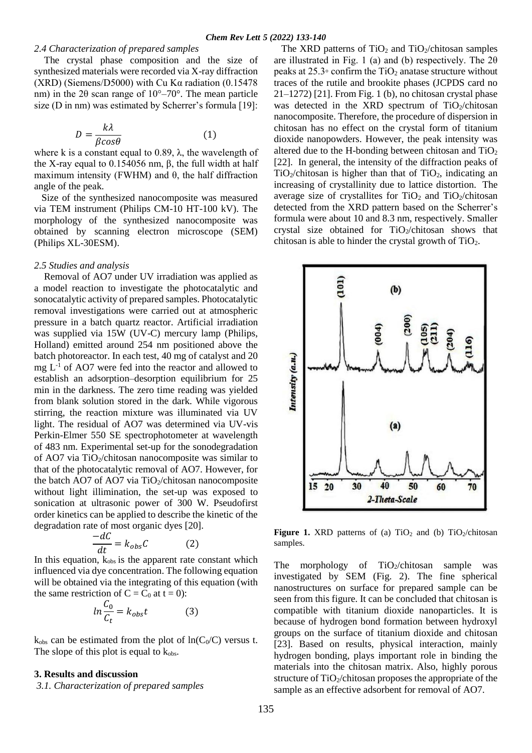### 2.4 Characterization of prepared samples

The crystal phase composition and the size of synthesized materials were recorded via X-ray diffraction (XRD) (Siemens/D5000) with Cu Kα radiation (0.15478 nm) in the 2θ scan range of 10°–70°. The mean particle size (D in nm) was estimated by Scherrer's formula [19]:

$$D = \frac{k\lambda}{\beta cos\theta} \qquad (1)$$

where k is a constant equal to 0.89, λ, the wavelength of the X-ray equal to 0.154056 nm, β, the full width at half maximum intensity (FWHM) and θ, the half diffraction angle of the peak.

Size of the synthesized nanocomposite was measured via TEM instrument (Philips CM-10 HT-100 kV). The morphology of the synthesized nanocomposite was obtained by scanning electron microscope (SEM) (Philips XL-30ESM).

### 2.5 Studies and analysis

Removal of AO7 under UV irradiation was applied as a model reaction to investigate the photocatalytic and sonocatalytic activity of prepared samples. Photocatalytic removal investigations were carried out at atmospheric pressure in a batch quartz reactor. Artificial irradiation was supplied via 15W (UV-C) mercury lamp (Philips, Holland) emitted around 254 nm positioned above the batch photoreactor. In each test, 40 mg of catalyst and 20 mg $L^{-1}$ of AO7 were fed into the reactor and allowed to establish an adsorption–desorption equilibrium for 25 min in the darkness. The zero time reading was yielded from blank solution stored in the dark. While vigorous stirring, the reaction mixture was illuminated via UV light. The residual of AO7 was determined via UV-vis Perkin-Elmer 550 SE spectrophotometer at wavelength of 483 nm. Experimental set-up for the sonodegradation of AO7 via $TiO_2$/chitosan nanocomposite was similar to that of the photocatalytic removal of AO7. However, for the batch AO7 of AO7 via $TiO_2$/chitosan nanocomposite without light illimination, the set-up was exposed to sonication at ultrasonic power of 300 W. Pseudofirst order kinetics can be applied to describe the kinetic of the degradation rate of most organic dyes [20].

$$\frac{-dC}{dt} = k_{obs}C \qquad (2)$$

In this equation, $k_{obs}$ is the apparent rate constant which influenced via dye concentration. The following equation will be obtained via the integrating of this equation (with the same restriction of $C = C_0$ at $t = 0$):

$$ln\frac{C_0}{C_t} = k_{obs}t \qquad (3)$$

$k_{obs}$ can be estimated from the plot of $ln(C_0/C)$ versus t. The slope of this plot is equal to $k_{obs}$.

## 3. Results and discussion

### 3.1. Characterization of prepared samples

The XRD patterns of $TiO_2$ and $TiO_2$/chitosan samples are illustrated in Fig. 1 (a) and (b) respectively. The 2θ peaks at 25.3° confirm the $TiO_2$ anatase structure without traces of the rutile and brookite phases (JCPDS card no 21–1272) [21]. From Fig. 1 (b), no chitosan crystal phase was detected in the XRD spectrum of $TiO_2$/chitosan nanocomposite. Therefore, the procedure of dispersion in chitosan has no effect on the crystal form of titanium dioxide nanopowders. However, the peak intensity was altered due to the H-bonding between chitosan and $TiO_2$ [22]. In general, the intensity of the diffraction peaks of $TiO_2$/chitosan is higher than that of $TiO_2$, indicating an increasing of crystallinity due to lattice distortion. The average size of crystallites for $TiO_2$ and $TiO_2$/chitosan detected from the XRD pattern based on the Scherrer's formula were about 10 and 8.3 nm, respectively. Smaller crystal size obtained for $TiO_2$/chitosan shows that chitosan is able to hinder the crystal growth of $TiO_2$.

**Figure 1.** XRD patterns of (a) $TiO_2$ and (b) $TiO_2$/chitosan samples.

The morphology of $TiO_2$/chitosan sample was investigated by SEM (Fig. 2). The fine spherical nanostructures on surface for prepared sample can be seen from this figure. It can be concluded that chitosan is compatible with titanium dioxide nanoparticles. It is because of hydrogen bond formation between hydroxyl groups on the surface of titanium dioxide and chitosan [23]. Based on results, physical interaction, mainly hydrogen bonding, plays important role in binding the materials into the chitosan matrix. Also, highly porous structure of $TiO_2$/chitosan proposes the appropriate of the sample as an effective adsorbent for removal of AO7.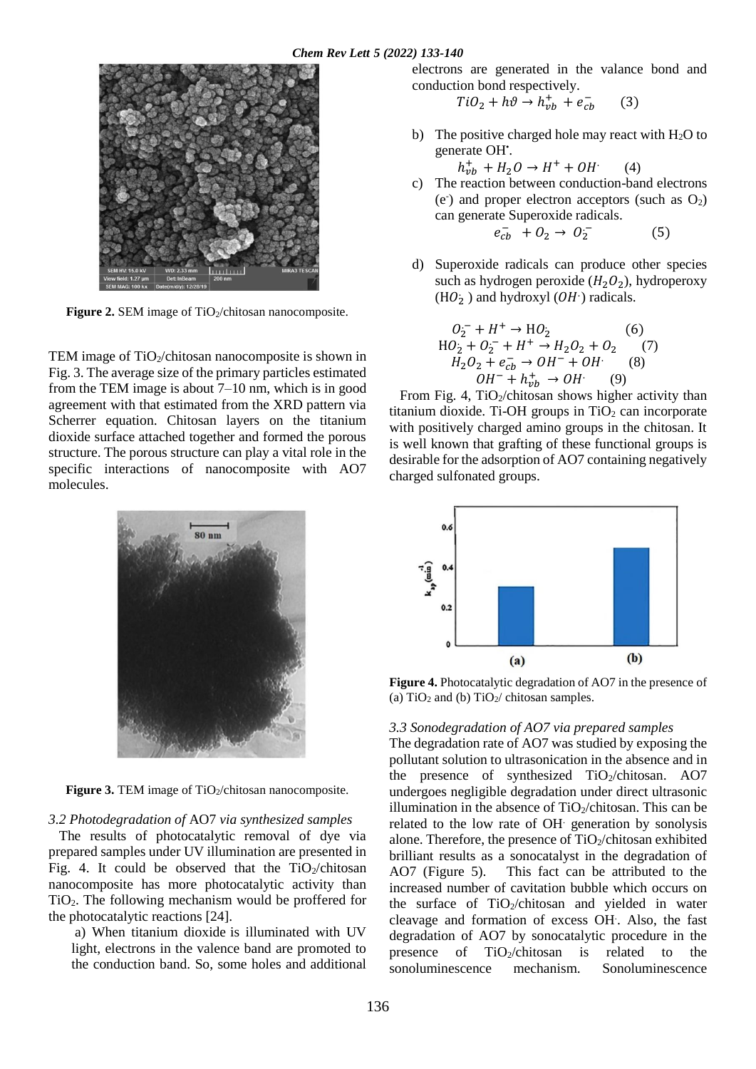Figure 2. SEM image of $TiO_2$/chitosan nanocomposite.

TEM image of $TiO_2$/chitosan nanocomposite is shown in Fig. 3. The average size of the primary particles estimated from the TEM image is about 7–10 nm, which is in good agreement with that estimated from the XRD pattern via Scherrer equation. Chitosan layers on the titanium dioxide surface attached together and formed the porous structure. The porous structure can play a vital role in the specific interactions of nanocomposite with AO7 molecules.

Figure 3. TEM image of $TiO_2$/chitosan nanocomposite.

### 3.2 Photodegradation of AO7 via synthesized samples

The results of photocatalytic removal of dye via prepared samples under UV illumination are presented in Fig. 4. It could be observed that the $TiO_2$/chitosan nanocomposite has more photocatalytic activity than $TiO_2$. The following mechanism would be proffered for the photocatalytic reactions [24].

a) When titanium dioxide is illuminated with UV light, electrons in the valence band are promoted to the conduction band. So, some holes and additional electrons are generated in the valance bond and conduction bond respectively.

$$TiO_2 + h\vartheta \rightarrow h_{vb}^{+} + e_{cb}^{-} \qquad (3)$$

b) The positive charged hole may react with $H_2O$ to generate $OH^{\bullet}$.

$$h_{vb}^{+} + H_2O \rightarrow H^{+} + OH^{\cdot} \qquad (4)$$

c) The reaction between conduction-band electrons ($e^{-}$) and proper electron acceptors (such as $O_2$) can generate Superoxide radicals.

$$e_{cb}^{-} + O_2 \rightarrow O_2^{-} \qquad (5)$$

d) Superoxide radicals can produce other species such as hydrogen peroxide ($H_2O_2$), hydroperoxy ($HO_2^{\cdot}$) and hydroxyl ($OH^{\cdot}$) radicals.

$$O_2^{-} + H^{+} \rightarrow HO_2^{\cdot} \qquad (6)$$

$$HO_2^{\cdot} + O_2^{-} + H^{+} \rightarrow H_2O_2 + O_2 \qquad (7)$$

$$H_2O_2 + e_{cb}^{-} \rightarrow OH^{-} + OH^{\cdot} \qquad (8)$$

$$OH^{-} + h_{vb}^{+} \rightarrow OH^{\cdot} \qquad (9)$$

From Fig. 4, $TiO_2$/chitosan shows higher activity than titanium dioxide. Ti-OH groups in $TiO_2$ can incorporate with positively charged amino groups in the chitosan. It is well known that grafting of these functional groups is desirable for the adsorption of AO7 containing negatively charged sulfonated groups.

Figure 4. Photocatalytic degradation of AO7 in the presence of (a) $TiO_2$ and (b) $TiO_2$/ chitosan samples.

### 3.3 Sonodegradation of AO7 via prepared samples

The degradation rate of AO7 was studied by exposing the pollutant solution to ultrasonication in the absence and in the presence of synthesized $TiO_2$/chitosan. AO7 undergoes negligible degradation under direct ultrasonic illumination in the absence of $TiO_2$/chitosan. This can be related to the low rate of $OH^{\cdot}$ generation by sonolysis alone. Therefore, the presence of $TiO_2$/chitosan exhibited brilliant results as a sonocatalyst in the degradation of AO7 (Figure 5). This fact can be attributed to the increased number of cavitation bubble which occurs on the surface of $TiO_2$/chitosan and yielded in water cleavage and formation of excess $OH^{\cdot}$. Also, the fast degradation of AO7 by sonocatalytic procedure in the presence of $TiO_2$/chitosan is related to the sonoluminescence mechanism. Sonoluminescence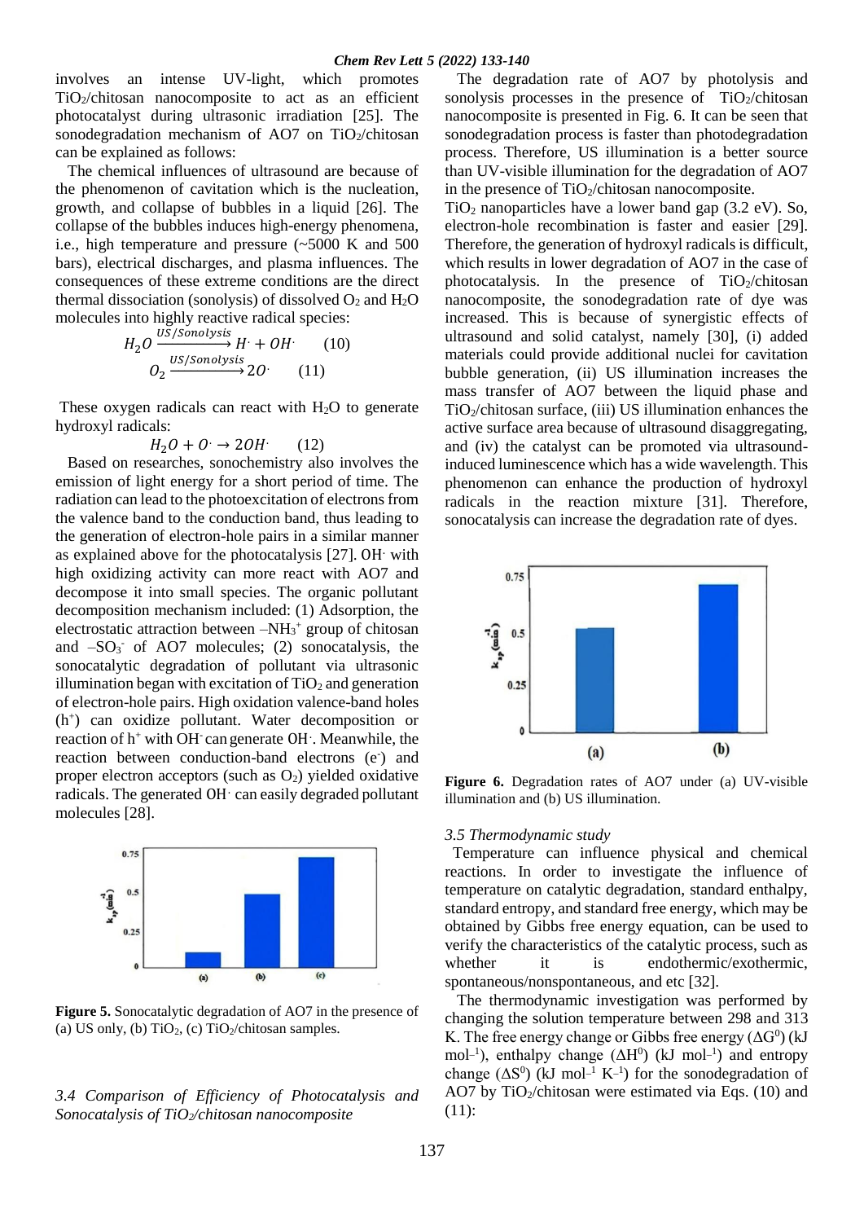involves an intense UV-light, which promotes $TiO_2$/chitosan nanocomposite to act as an efficient photocatalyst during ultrasonic irradiation [25]. The sonodegradation mechanism of AO7 on $TiO_2$/chitosan can be explained as follows:

The chemical influences of ultrasound are because of the phenomenon of cavitation which is the nucleation, growth, and collapse of bubbles in a liquid [26]. The collapse of the bubbles induces high-energy phenomena, i.e., high temperature and pressure (~5000 K and 500 bars), electrical discharges, and plasma influences. The consequences of these extreme conditions are the direct thermal dissociation (sonolysis) of dissolved $O_2$ and $H_2O$ molecules into highly reactive radical species:

$$H_2O \xrightarrow{US/Sonolysis} H^{\cdot} + OH^{\cdot} \quad (10)$$

$$O_2 \xrightarrow{US/Sonolysis} 2O^{\cdot} \quad (11)$$

These oxygen radicals can react with $H_2O$ to generate hydroxyl radicals:

$$H_2O + O^{\cdot} \rightarrow 2OH^{\cdot} \quad (12)$$

Based on researches, sonochemistry also involves the emission of light energy for a short period of time. The radiation can lead to the photoexcitation of electrons from the valence band to the conduction band, thus leading to the generation of electron-hole pairs in a similar manner as explained above for the photocatalysis [27]. $OH^{\cdot}$ with high oxidizing activity can more react with AO7 and decompose it into small species. The organic pollutant decomposition mechanism included: (1) Adsorption, the electrostatic attraction between $-NH_3^+$ group of chitosan and $-SO_3^-$ of AO7 molecules; (2) sonocatalysis, the sonocatalytic degradation of pollutant via ultrasonic illumination began with excitation of $TiO_2$ and generation of electron-hole pairs. High oxidation valence-band holes ($h^+$) can oxidize pollutant. Water decomposition or reaction of $h^+$ with $OH^-$ can generate $OH^{\cdot}$. Meanwhile, the reaction between conduction-band electrons ($e^-$) and proper electron acceptors (such as $O_2$) yielded oxidative radicals. The generated $OH^{\cdot}$ can easily degraded pollutant molecules [28].

**Figure 5.** Sonocatalytic degradation of AO7 in the presence of (a) US only, (b) $TiO_2$, (c) $TiO_2$/chitosan samples.

### *3.4 Comparison of Efficiency of Photocatalysis and Sonocatalysis of $TiO_2$/chitosan nanocomposite*

The degradation rate of AO7 by photolysis and sonolysis processes in the presence of $TiO_2$/chitosan nanocomposite is presented in Fig. 6. It can be seen that sonodegradation process is faster than photodegradation process. Therefore, US illumination is a better source than UV-visible illumination for the degradation of AO7 in the presence of $TiO_2$/chitosan nanocomposite.

$TiO_2$ nanoparticles have a lower band gap (3.2 eV). So, electron-hole recombination is faster and easier [29]. Therefore, the generation of hydroxyl radicals is difficult, which results in lower degradation of AO7 in the case of photocatalysis. In the presence of $TiO_2$/chitosan nanocomposite, the sonodegradation rate of dye was increased. This is because of synergistic effects of ultrasound and solid catalyst, namely [30], (i) added materials could provide additional nuclei for cavitation bubble generation, (ii) US illumination increases the mass transfer of AO7 between the liquid phase and $TiO_2$/chitosan surface, (iii) US illumination enhances the active surface area because of ultrasound disaggregating, and (iv) the catalyst can be promoted via ultrasound-induced luminescence which has a wide wavelength. This phenomenon can enhance the production of hydroxyl radicals in the reaction mixture [31]. Therefore, sonocatalysis can increase the degradation rate of dyes.

**Figure 6.** Degradation rates of AO7 under (a) UV-visible illumination and (b) US illumination.

### *3.5 Thermodynamic study*

Temperature can influence physical and chemical reactions. In order to investigate the influence of temperature on catalytic degradation, standard enthalpy, standard entropy, and standard free energy, which may be obtained by Gibbs free energy equation, can be used to verify the characteristics of the catalytic process, such as whether it is endothermic/exothermic, spontaneous/nonspontaneous, and etc [32].

The thermodynamic investigation was performed by changing the solution temperature between 298 and 313 K. The free energy change or Gibbs free energy ($\Delta G^0$) (kJ $mol^{-1}$), enthalpy change ($\Delta H^0$) (kJ $mol^{-1}$) and entropy change ($\Delta S^0$) (kJ $mol^{-1}$ $K^{-1}$) for the sonodegradation of AO7 by $TiO_2$/chitosan were estimated via Eqs. (10) and (11):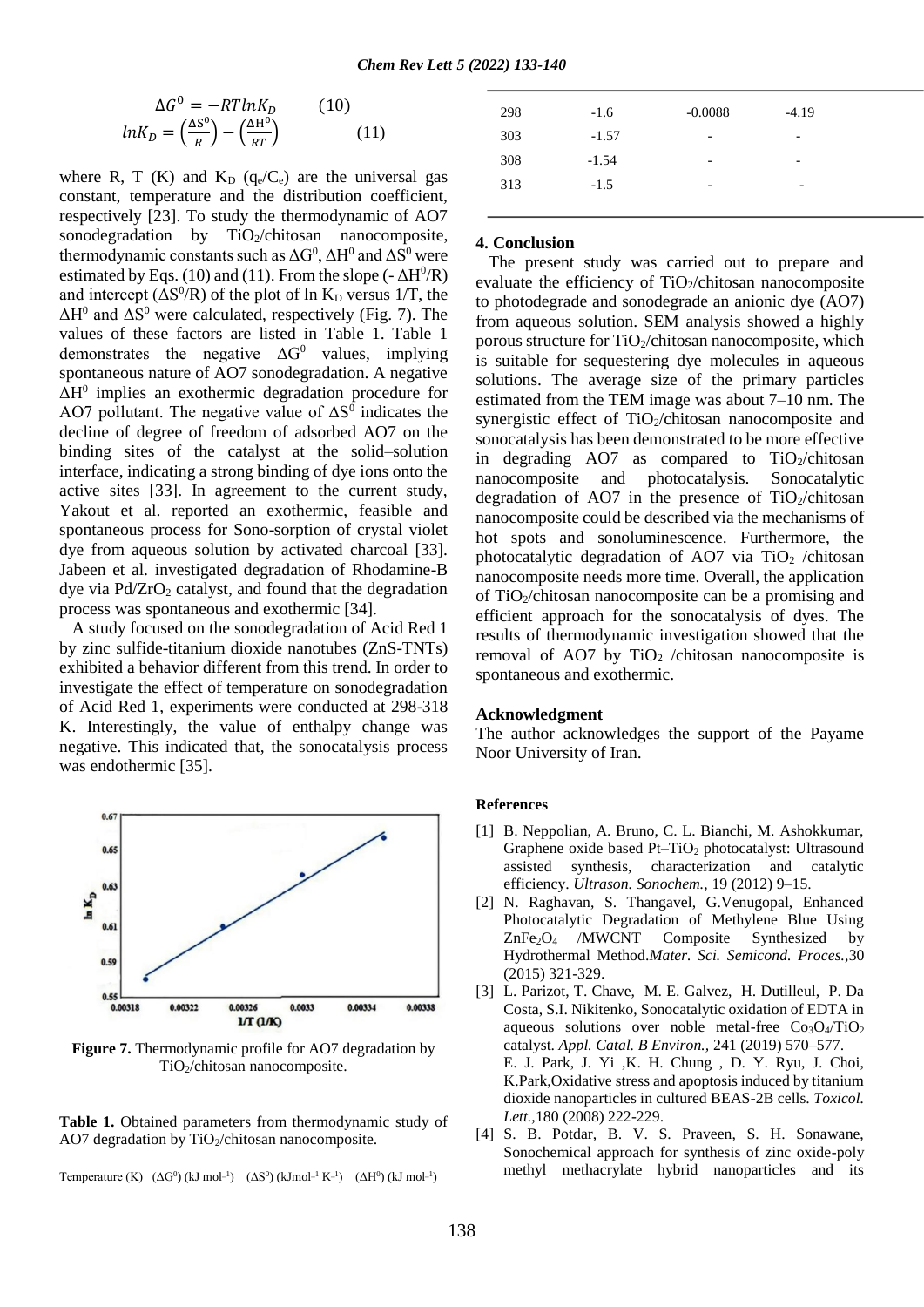$$\Delta G^0 = -RT\ln K_D \qquad (10)$$

$$\ln K_D = \left(\frac{\Delta S^0}{R}\right) - \left(\frac{\Delta H^0}{RT}\right) \qquad (11)$$

where R, T (K) and $K_D$ ($q_e/C_e$) are the universal gas constant, temperature and the distribution coefficient, respectively [23]. To study the thermodynamic of AO7 sonodegradation by $TiO_2$/chitosan nanocomposite, thermodynamic constants such as $\Delta G^0$, $\Delta H^0$ and $\Delta S^0$ were estimated by Eqs. (10) and (11). From the slope ($-\Delta H^0/R$) and intercept ($\Delta S^0/R$) of the plot of ln $K_D$ versus 1/T, the $\Delta H^0$ and $\Delta S^0$ were calculated, respectively (Fig. 7). The values of these factors are listed in Table 1. Table 1 demonstrates the negative $\Delta G^0$ values, implying spontaneous nature of AO7 sonodegradation. A negative $\Delta H^0$ implies an exothermic degradation procedure for AO7 pollutant. The negative value of $\Delta S^0$ indicates the decline of degree of freedom of adsorbed AO7 on the binding sites of the catalyst at the solid–solution interface, indicating a strong binding of dye ions onto the active sites [33]. In agreement to the current study, Yakout et al. reported an exothermic, feasible and spontaneous process for Sono-sorption of crystal violet dye from aqueous solution by activated charcoal [33]. Jabeen et al. investigated degradation of Rhodamine-B dye via Pd/$ZrO_2$ catalyst, and found that the degradation process was spontaneous and exothermic [34].

A study focused on the sonodegradation of Acid Red 1 by zinc sulfide-titanium dioxide nanotubes (ZnS-TNTs) exhibited a behavior different from this trend. In order to investigate the effect of temperature on sonodegradation of Acid Red 1, experiments were conducted at 298-318 K. Interestingly, the value of enthalpy change was negative. This indicated that, the sonocatalysis process was endothermic [35].

**Figure 7.** Thermodynamic profile for AO7 degradation by $TiO_2$/chitosan nanocomposite.

**Table 1.** Obtained parameters from thermodynamic study of AO7 degradation by $TiO_2$/chitosan nanocomposite.

| Temperature (K) | ($\Delta G^0$) (kJ mol$^{-1}$) | ($\Delta S^0$) (kJmol$^{-1}$ K$^{-1}$) | ($\Delta H^0$) (kJ mol$^{-1}$) |
|---|---|---|---|
| 298 | -1.6 | -0.0088 | -4.19 |
| 303 | -1.57 | - | - |
| 308 | -1.54 | - | - |
| 313 | -1.5 | - | - |

## 4. Conclusion

The present study was carried out to prepare and evaluate the efficiency of $TiO_2$/chitosan nanocomposite to photodegrade and sonodegrade an anionic dye (AO7) from aqueous solution. SEM analysis showed a highly porous structure for $TiO_2$/chitosan nanocomposite, which is suitable for sequestering dye molecules in aqueous solutions. The average size of the primary particles estimated from the TEM image was about 7–10 nm. The synergistic effect of $TiO_2$/chitosan nanocomposite and sonocatalysis has been demonstrated to be more effective in degrading AO7 as compared to $TiO_2$/chitosan nanocomposite and photocatalysis. Sonocatalytic degradation of AO7 in the presence of $TiO_2$/chitosan nanocomposite could be described via the mechanisms of hot spots and sonoluminescence. Furthermore, the photocatalytic degradation of AO7 via $TiO_2$ /chitosan nanocomposite needs more time. Overall, the application of $TiO_2$/chitosan nanocomposite can be a promising and efficient approach for the sonocatalysis of dyes. The results of thermodynamic investigation showed that the removal of AO7 by $TiO_2$ /chitosan nanocomposite is spontaneous and exothermic.

## Acknowledgment

The author acknowledges the support of the Payame Noor University of Iran.

## References

[1] B. Neppolian, A. Bruno, C. L. Bianchi, M. Ashokkumar, Graphene oxide based Pt–$TiO_2$ photocatalyst: Ultrasound assisted synthesis, characterization and catalytic efficiency. *Ultrason. Sonochem.*, 19 (2012) 9–15.

[2] N. Raghavan, S. Thangavel, G.Venugopal, Enhanced Photocatalytic Degradation of Methylene Blue Using $ZnFe_2O_4$ /MWCNT Composite Synthesized by Hydrothermal Method.*Mater. Sci. Semicond. Proces.*,30 (2015) 321-329.

[3] L. Parizot, T. Chave, M. E. Galvez, H. Dutilleul, P. Da Costa, S.I. Nikitenko, Sonocatalytic oxidation of EDTA in aqueous solutions over noble metal-free $Co_3O_4/TiO_2$ catalyst. *Appl. Catal. B Environ.*, 241 (2019) 570–577.
E. J. Park, J. Yi ,K. H. Chung , D. Y. Ryu, J. Choi, K.Park,Oxidative stress and apoptosis induced by titanium dioxide nanoparticles in cultured BEAS-2B cells. *Toxicol. Lett.*,180 (2008) 222-229.

[4] S. B. Potdar, B. V. S. Praveen, S. H. Sonawane, Sonochemical approach for synthesis of zinc oxide-poly methyl methacrylate hybrid nanoparticles and its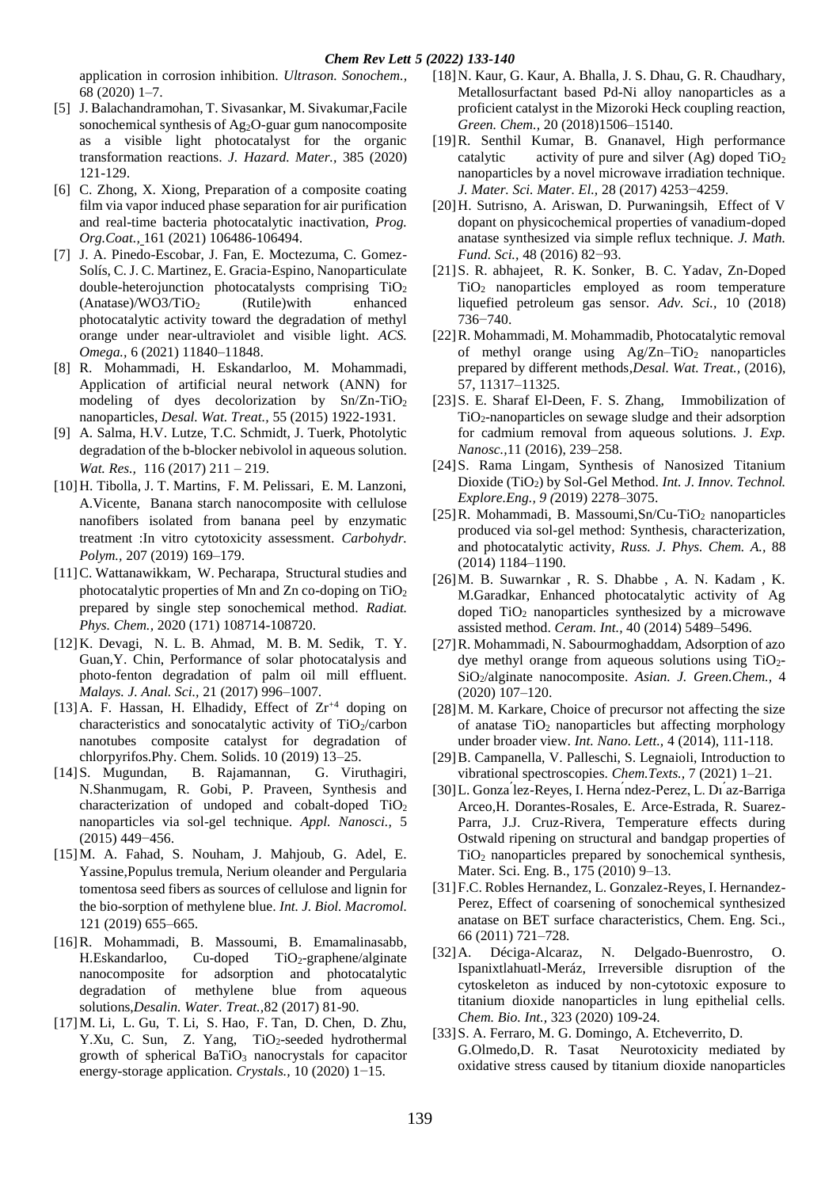application in corrosion inhibition. *Ultrason. Sonochem.,* 68 (2020) 1–7.

[5] J. Balachandramohan, T. Sivasankar, M. Sivakumar,Facile sonochemical synthesis of $Ag_2O$-guar gum nanocomposite as a visible light photocatalyst for the organic transformation reactions. *J. Hazard. Mater.,* 385 (2020) 121-129.

[6] C. Zhong, X. Xiong, Preparation of a composite coating film via vapor induced phase separation for air purification and real-time bacteria photocatalytic inactivation, *Prog. Org.Coat.,* 161 (2021) 106486-106494.

[7] J. A. Pinedo-Escobar, J. Fan, E. Moctezuma, C. Gomez-Solís, C. J. C. Martinez, E. Gracia-Espino, Nanoparticulate double-heterojunction photocatalysts comprising $TiO_2$ (Anatase)/WO3/$TiO_2$ (Rutile)with enhanced photocatalytic activity toward the degradation of methyl orange under near-ultraviolet and visible light. *ACS. Omega.,* 6 (2021) 11840–11848.

[8] R. Mohammadi, H. Eskandarloo, M. Mohammadi, Application of artificial neural network (ANN) for modeling of dyes decolorization by Sn/Zn-$TiO_2$ nanoparticles, *Desal. Wat. Treat.,* 55 (2015) 1922-1931.

[9] A. Salma, H.V. Lutze, T.C. Schmidt, J. Tuerk, Photolytic degradation of the b-blocker nebivolol in aqueous solution. *Wat. Res.,* 116 (2017) 211 – 219.

[10] H. Tibolla, J. T. Martins, F. M. Pelissari, E. M. Lanzoni, A.Vicente, Banana starch nanocomposite with cellulose nanofibers isolated from banana peel by enzymatic treatment :In vitro cytotoxicity assessment. *Carbohydr. Polym.,* 207 (2019) 169–179.

[11] C. Wattanawikkam, W. Pecharapa, Structural studies and photocatalytic properties of Mn and Zn co-doping on $TiO_2$ prepared by single step sonochemical method. *Radiat. Phys. Chem.,* 2020 (171) 108714-108720.

[12] K. Devagi, N. L. B. Ahmad, M. B. M. Sedik, T. Y. Guan,Y. Chin, Performance of solar photocatalysis and photo-fenton degradation of palm oil mill effluent. *Malays. J. Anal. Sci.,* 21 (2017) 996–1007.

[13] A. F. Hassan, H. Elhadidy, Effect of $Zr^{+4}$ doping on characteristics and sonocatalytic activity of $TiO_2$/carbon nanotubes composite catalyst for degradation of chlorpyrifos.Phy. Chem. Solids. 10 (2019) 13–25.

[14] S. Mugundan, B. Rajamannan, G. Viruthagiri, N.Shanmugam, R. Gobi, P. Praveen, Synthesis and characterization of undoped and cobalt-doped $TiO_2$ nanoparticles via sol-gel technique. *Appl. Nanosci.,* 5 (2015) 449−456.

[15] M. A. Fahad, S. Nouham, J. Mahjoub, G. Adel, E. Yassine,Populus tremula, Nerium oleander and Pergularia tomentosa seed fibers as sources of cellulose and lignin for the bio-sorption of methylene blue. *Int. J. Biol. Macromol.* 121 (2019) 655–665.

[16] R. Mohammadi, B. Massoumi, B. Emamalinasabb, H.Eskandarloo, Cu-doped $TiO_2$-graphene/alginate nanocomposite for adsorption and photocatalytic degradation of methylene blue from aqueous solutions,*Desalin. Water. Treat.,*82 (2017) 81-90.

[17] M. Li, L. Gu, T. Li, S. Hao, F. Tan, D. Chen, D. Zhu, Y.Xu, C. Sun, Z. Yang, $TiO_2$-seeded hydrothermal growth of spherical $BaTiO_3$ nanocrystals for capacitor energy-storage application. *Crystals.,* 10 (2020) 1−15.

[18] N. Kaur, G. Kaur, A. Bhalla, J. S. Dhau, G. R. Chaudhary, Metallosurfactant based Pd-Ni alloy nanoparticles as a proficient catalyst in the Mizoroki Heck coupling reaction, *Green. Chem.,* 20 (2018)1506–15140.

[19] R. Senthil Kumar, B. Gnanavel, High performance catalytic activity of pure and silver (Ag) doped $TiO_2$ nanoparticles by a novel microwave irradiation technique. *J. Mater. Sci. Mater. El.,* 28 (2017) 4253−4259.

[20] H. Sutrisno, A. Ariswan, D. Purwaningsih, Effect of V dopant on physicochemical properties of vanadium-doped anatase synthesized via simple reflux technique. *J. Math. Fund. Sci.,* 48 (2016) 82−93.

[21] S. R. abhajeet, R. K. Sonker, B. C. Yadav, Zn-Doped $TiO_2$ nanoparticles employed as room temperature liquefied petroleum gas sensor. *Adv. Sci.,* 10 (2018) 736−740.

[22] R. Mohammadi, M. Mohammadib, Photocatalytic removal of methyl orange using Ag/Zn–$TiO_2$ nanoparticles prepared by different methods,*Desal. Wat. Treat.,* (2016), 57, 11317–11325.

[23] S. E. Sharaf El-Deen, F. S. Zhang, Immobilization of $TiO_2$-nanoparticles on sewage sludge and their adsorption for cadmium removal from aqueous solutions. J. *Exp. Nanosc.,*11 (2016), 239–258.

[24] S. Rama Lingam, Synthesis of Nanosized Titanium Dioxide ($TiO_2$) by Sol-Gel Method. *Int. J. Innov. Technol. Explore.Eng., 9 (*2019) 2278–3075.

[25] R. Mohammadi, B. Massoumi,Sn/Cu-$TiO_2$ nanoparticles produced via sol-gel method: Synthesis, characterization, and photocatalytic activity, *Russ. J. Phys. Chem. A.,* 88 (2014) 1184–1190.

[26] M. B. Suwarnkar , R. S. Dhabbe , A. N. Kadam , K. M.Garadkar, Enhanced photocatalytic activity of Ag doped $TiO_2$ nanoparticles synthesized by a microwave assisted method. *Ceram. Int.,* 40 (2014) 5489–5496.

[27] R. Mohammadi, N. Sabourmoghaddam, Adsorption of azo dye methyl orange from aqueous solutions using $TiO_2$-$SiO_2$/alginate nanocomposite. *Asian. J. Green.Chem.,* 4 (2020) 107–120.

[28] M. M. Karkare, Choice of precursor not affecting the size of anatase $TiO_2$ nanoparticles but affecting morphology under broader view. *Int. Nano. Lett.,* 4 (2014), 111-118.

[29] B. Campanella, V. Palleschi, S. Legnaioli, Introduction to vibrational spectroscopies. *Chem.Texts.,* 7 (2021) 1–21.

[30] L. González-Reyes, I. Hernández-Perez, L. Díaz-Barriga Arceo,H. Dorantes-Rosales, E. Arce-Estrada, R. Suarez-Parra, J.J. Cruz-Rivera, Temperature effects during Ostwald ripening on structural and bandgap properties of $TiO_2$ nanoparticles prepared by sonochemical synthesis, Mater. Sci. Eng. B., 175 (2010) 9–13.

[31] F.C. Robles Hernandez, L. Gonzalez-Reyes, I. Hernandez-Perez, Effect of coarsening of sonochemical synthesized anatase on BET surface characteristics, Chem. Eng. Sci., 66 (2011) 721–728.

[32] A. Déciga-Alcaraz, N. Delgado-Buenrostro, O. Ispanixtlahuatl-Meráz, Irreversible disruption of the cytoskeleton as induced by non-cytotoxic exposure to titanium dioxide nanoparticles in lung epithelial cells. *Chem. Bio. Int.,* 323 (2020) 109-24.

[33] S. A. Ferraro, M. G. Domingo, A. Etcheverrito, D. G.Olmedo,D. R. Tasat Neurotoxicity mediated by oxidative stress caused by titanium dioxide nanoparticles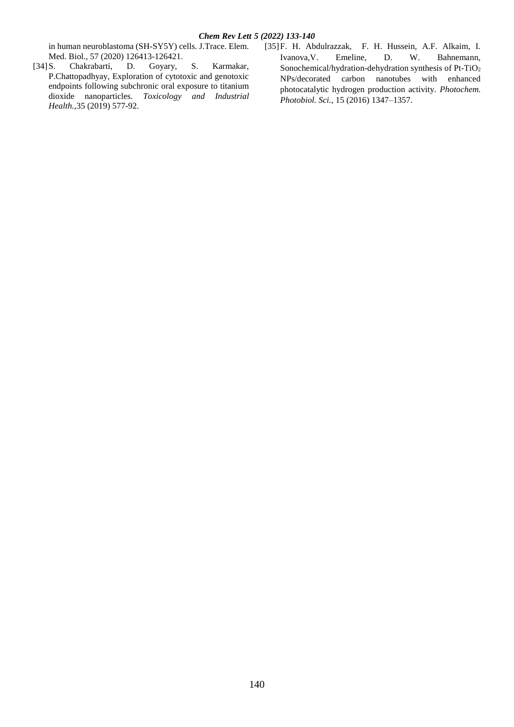in human neuroblastoma (SH-SY5Y) cells. J.Trace. Elem. Med. Biol., 57 (2020) 126413-126421.

[34] S. Chakrabarti, D. Goyary, S. Karmakar, P.Chattopadhyay, Exploration of cytotoxic and genotoxic endpoints following subchronic oral exposure to titanium dioxide nanoparticles. *Toxicology and Industrial Health.*,35 (2019) 577-92.

[35] F. H. Abdulrazzak, F. H. Hussein, A.F. Alkaim, I. Ivanova,V. Emeline, D. W. Bahnemann, Sonochemical/hydration-dehydration synthesis of Pt-$TiO_2$ NPs/decorated carbon nanotubes with enhanced photocatalytic hydrogen production activity. *Photochem. Photobiol. Sci.*, 15 (2016) 1347–1357.